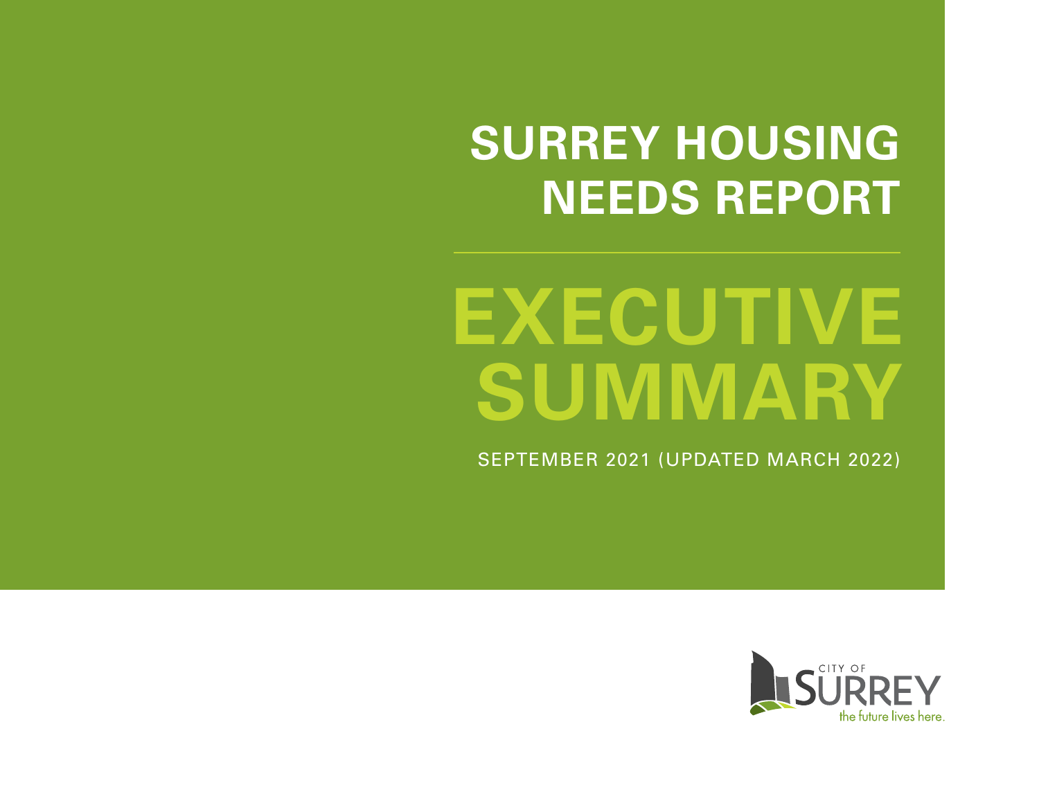# SURREY HOUSING NEEDS REPORT

# EXECUTIVE SUMMARY

SEPTEMBER 2021 (UPDATED MARCH 2022)

CITY OF SURREY

the future lives here.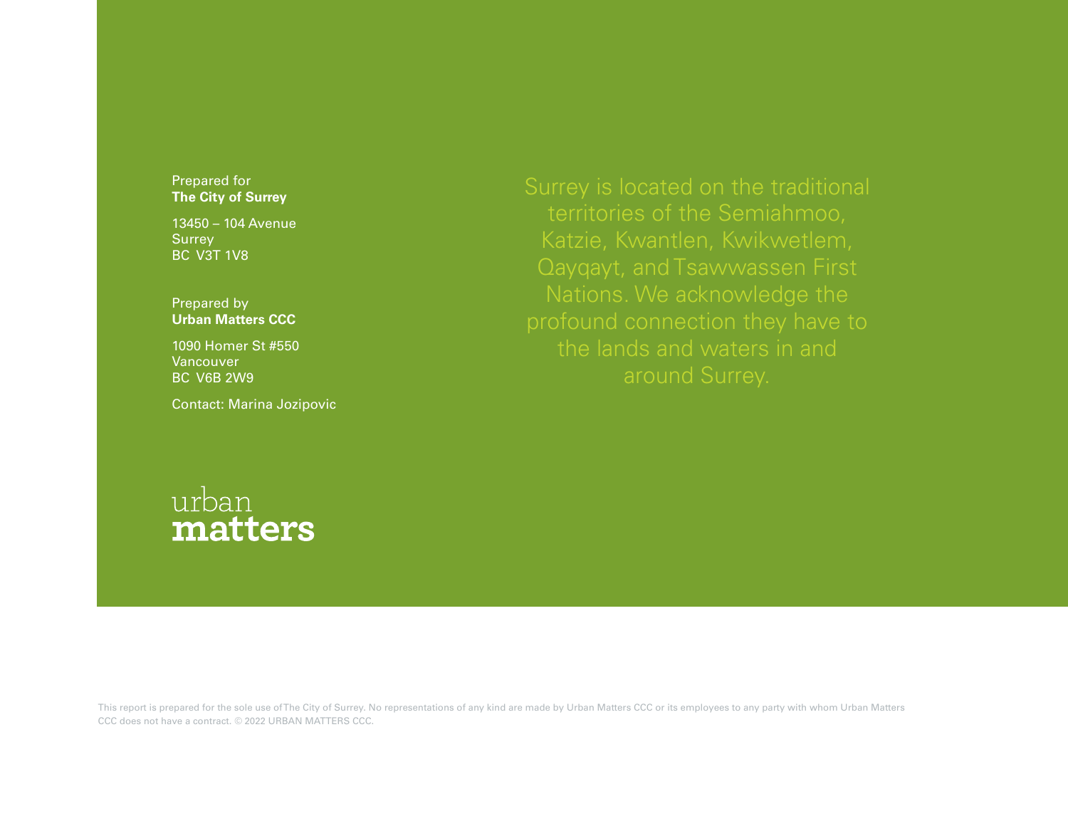Prepared for
**The City of Surrey**

13450 – 104 Avenue
Surrey
BC V3T 1V8

Prepared by
**Urban Matters CCC**

1090 Homer St #550
Vancouver
BC V6B 2W9

Contact: Marina Jozipovic

urban
**matters**

Surrey is located on the traditional territories of the Semiahmoo, Katzie, Kwantlen, Kwikwetlem, Qayqayt, and Tsawwassen First Nations. We acknowledge the profound connection they have to the lands and waters in and around Surrey.

This report is prepared for the sole use of The City of Surrey. No representations of any kind are made by Urban Matters CCC or its employees to any party with whom Urban Matters CCC does not have a contract. © 2022 URBAN MATTERS CCC.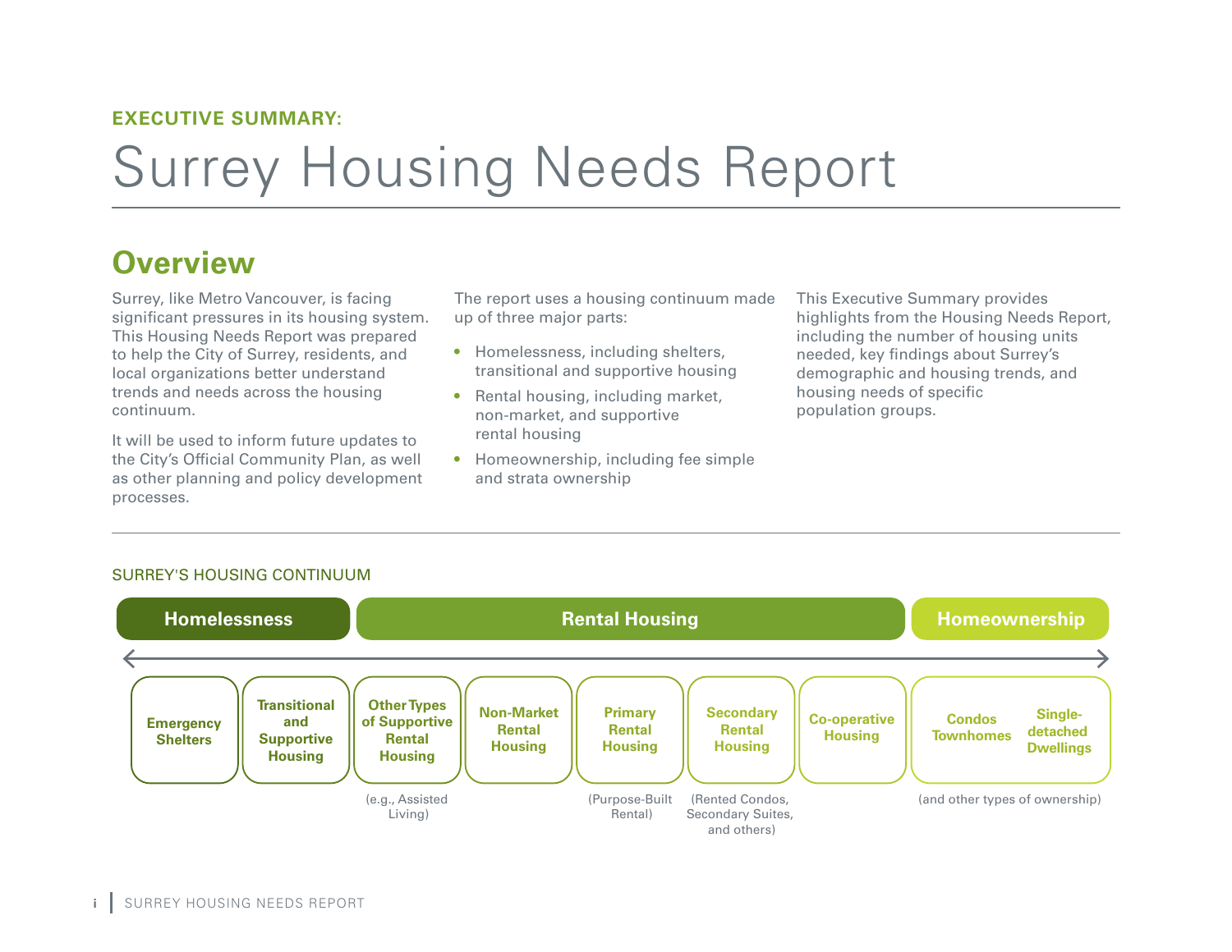EXECUTIVE SUMMARY:

# Surrey Housing Needs Report

## Overview

Surrey, like Metro Vancouver, is facing significant pressures in its housing system. This Housing Needs Report was prepared to help the City of Surrey, residents, and local organizations better understand trends and needs across the housing continuum.

It will be used to inform future updates to the City's Official Community Plan, as well as other planning and policy development processes.

The report uses a housing continuum made up of three major parts:

- Homelessness, including shelters, transitional and supportive housing
- Rental housing, including market, non-market, and supportive rental housing
- Homeownership, including fee simple and strata ownership

This Executive Summary provides highlights from the Housing Needs Report, including the number of housing units needed, key findings about Surrey's demographic and housing trends, and housing needs of specific population groups.

SURREY'S HOUSING CONTINUUM

| Homelessness | | Rental Housing | | | | | Homeownership |
|---|---|---|---|---|---|---|---|
| Emergency Shelters | Transitional and Supportive Housing | Other Types of Supportive Rental Housing (e.g., Assisted Living) | Non-Market Rental Housing | Primary Rental Housing (Purpose-Built Rental) | Secondary Rental Housing (Rented Condos, Secondary Suites, and others) | Co-operative Housing | Condos, Townhomes, Single-detached Dwellings (and other types of ownership) |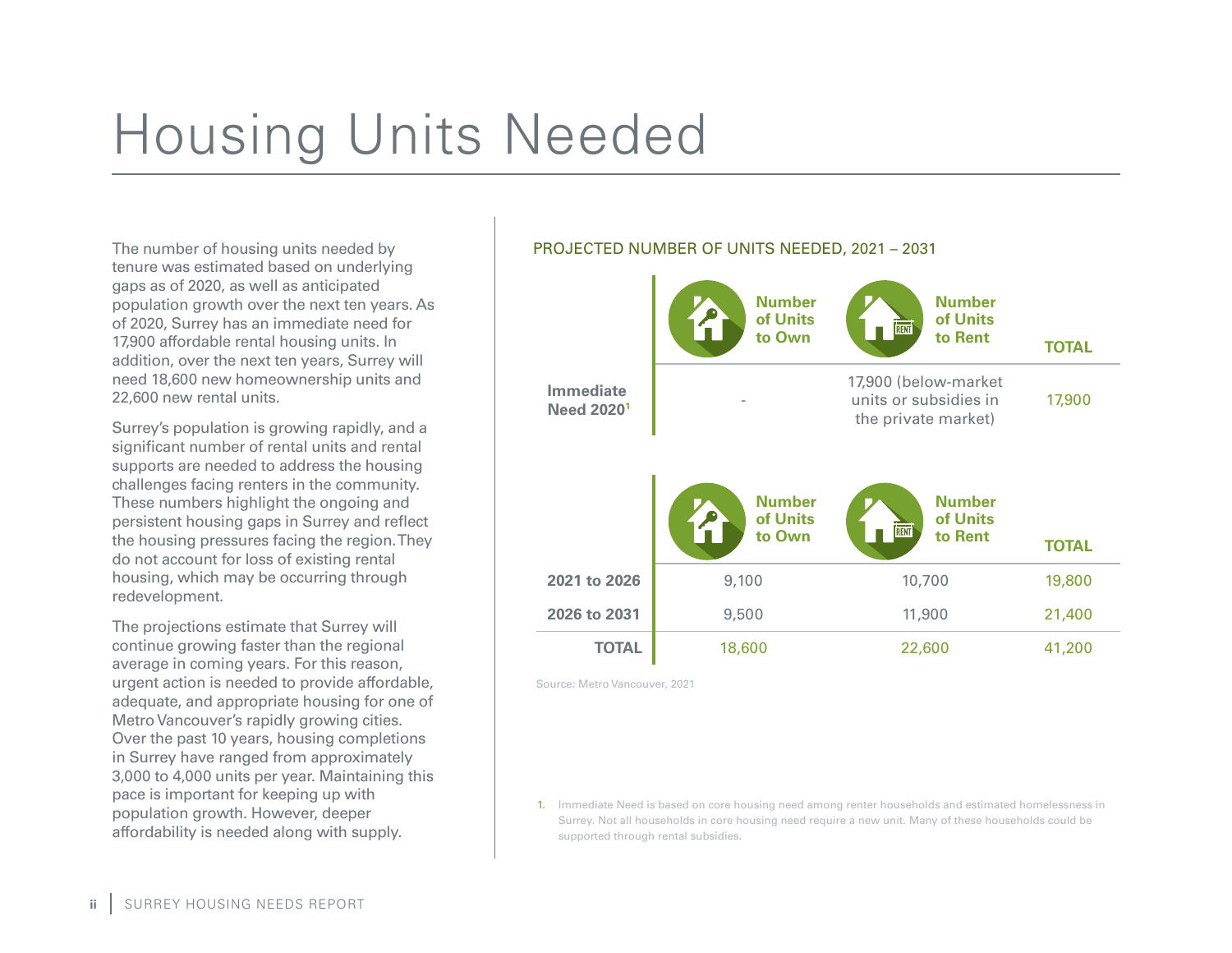# Housing Units Needed

The number of housing units needed by tenure was estimated based on underlying gaps as of 2020, as well as anticipated population growth over the next ten years. As of 2020, Surrey has an immediate need for 17,900 affordable rental housing units. In addition, over the next ten years, Surrey will need 18,600 new homeownership units and 22,600 new rental units.

Surrey's population is growing rapidly, and a significant number of rental units and rental supports are needed to address the housing challenges facing renters in the community. These numbers highlight the ongoing and persistent housing gaps in Surrey and reflect the housing pressures facing the region. They do not account for loss of existing rental housing, which may be occurring through redevelopment.

The projections estimate that Surrey will continue growing faster than the regional average in coming years. For this reason, urgent action is needed to provide affordable, adequate, and appropriate housing for one of Metro Vancouver's rapidly growing cities. Over the past 10 years, housing completions in Surrey have ranged from approximately 3,000 to 4,000 units per year. Maintaining this pace is important for keeping up with population growth. However, deeper affordability is needed along with supply.

PROJECTED NUMBER OF UNITS NEEDED, 2021 – 2031

| | Number of Units to Own | Number of Units to Rent | TOTAL |
|---|---|---|---|
| **Immediate Need 2020**[1] | - | 17,900 (below-market units or subsidies in the private market) | 17,900 |

| | Number of Units to Own | Number of Units to Rent | TOTAL |
|---|---|---|---|
| **2021 to 2026** | 9,100 | 10,700 | 19,800 |
| **2026 to 2031** | 9,500 | 11,900 | 21,400 |
| **TOTAL** | 18,600 | 22,600 | 41,200 |

Source: Metro Vancouver, 2021

1. Immediate Need is based on core housing need among renter households and estimated homelessness in Surrey. Not all households in core housing need require a new unit. Many of these households could be supported through rental subsidies.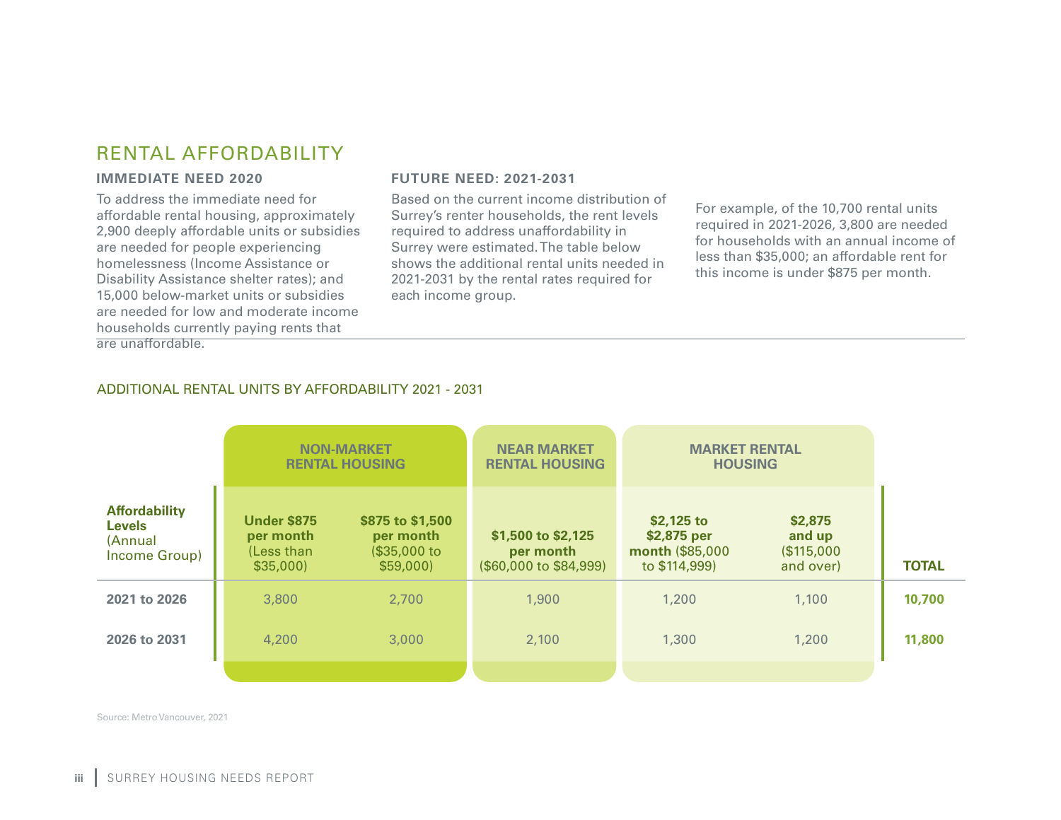## RENTAL AFFORDABILITY

### IMMEDIATE NEED 2020

To address the immediate need for affordable rental housing, approximately 2,900 deeply affordable units or subsidies are needed for people experiencing homelessness (Income Assistance or Disability Assistance shelter rates); and 15,000 below-market units or subsidies are needed for low and moderate income households currently paying rents that are unaffordable.

### FUTURE NEED: 2021-2031

Based on the current income distribution of Surrey's renter households, the rent levels required to address unaffordability in Surrey were estimated. The table below shows the additional rental units needed in 2021-2031 by the rental rates required for each income group.

For example, of the 10,700 rental units required in 2021-2026, 3,800 are needed for households with an annual income of less than $35,000; an affordable rent for this income is under $875 per month.

ADDITIONAL RENTAL UNITS BY AFFORDABILITY 2021 - 2031

| | NON-MARKET RENTAL HOUSING | | NEAR MARKET RENTAL HOUSING | MARKET RENTAL HOUSING | | |
|---|---|---|---|---|---|---|
| **Affordability Levels** (Annual Income Group) | **Under $875 per month** (Less than $35,000) | **$875 to $1,500 per month** ($35,000 to $59,000) | **$1,500 to $2,125 per month** ($60,000 to $84,999) | **$2,125 to $2,875 per month** ($85,000 to $114,999) | **$2,875 and up** ($115,000 and over) | **TOTAL** |
| **2021 to 2026** | 3,800 | 2,700 | 1,900 | 1,200 | 1,100 | **10,700** |
| **2026 to 2031** | 4,200 | 3,000 | 2,100 | 1,300 | 1,200 | **11,800** |

Source: Metro Vancouver, 2021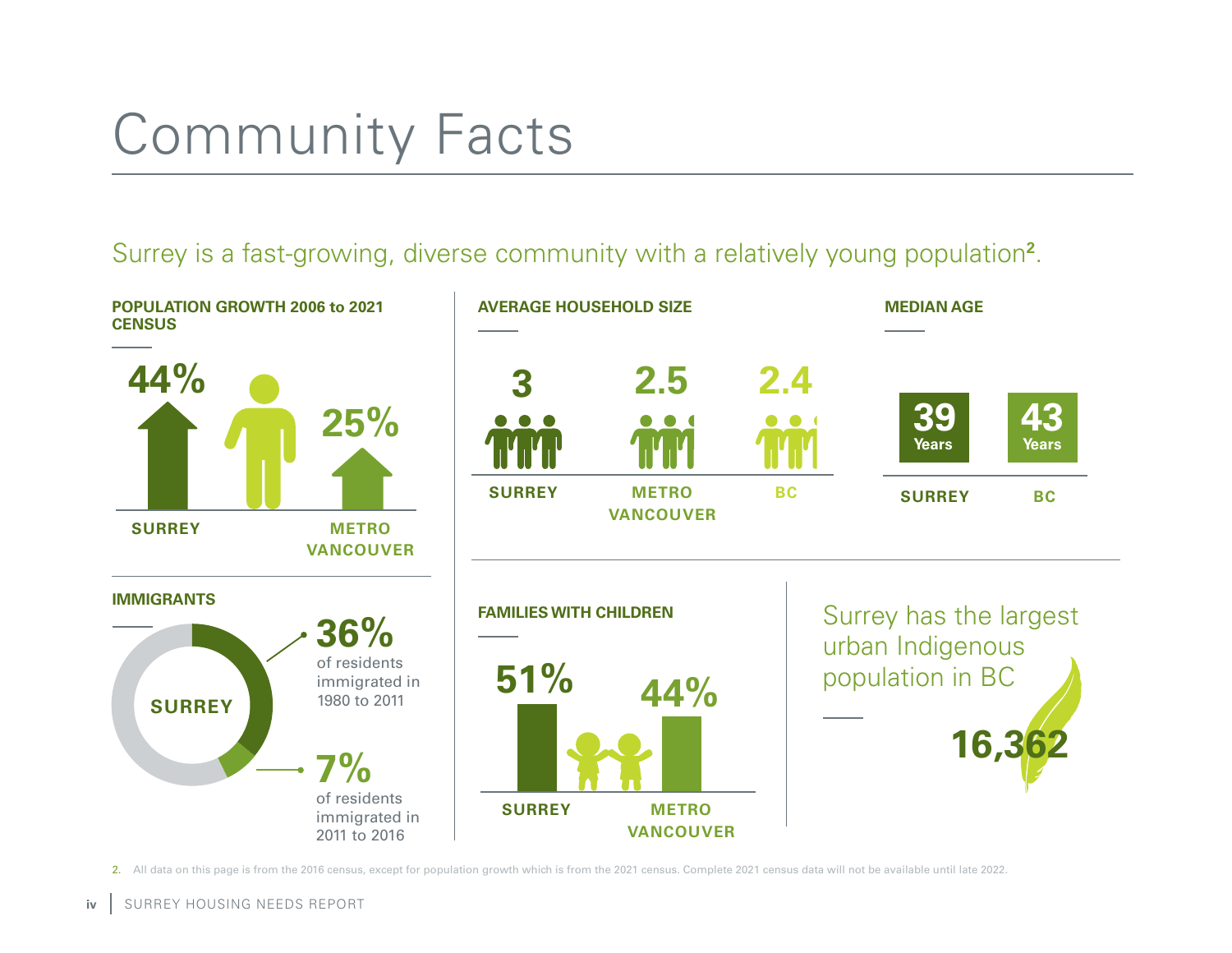# Community Facts

Surey is a fast-growing, diverse community with a relatively young population[2].

### POPULATION GROWTH 2006 to 2021 CENSUS

**44%** SURREY

**25%** METRO VANCOUVER

### AVERAGE HOUSEHOLD SIZE

| SURREY | METRO VANCOUVER | BC |
| --- | --- | --- |
| 3 | 2.5 | 2.4 |

### MEDIAN AGE

| SURREY | BC |
| --- | --- |
| 39 Years | 43 Years |

### IMMIGRANTS

SURREY

**36%** of residents immigrated in 1980 to 2011

**7%** of residents immigrated in 2011 to 2016

### FAMILIES WITH CHILDREN

**51%** SURREY

**44%** METRO VANCOUVER

Surrey has the largest urban Indigenous population in BC

**16,362**

2. All data on this page is from the 2016 census, except for population growth which is from the 2021 census. Complete 2021 census data will not be available until late 2022.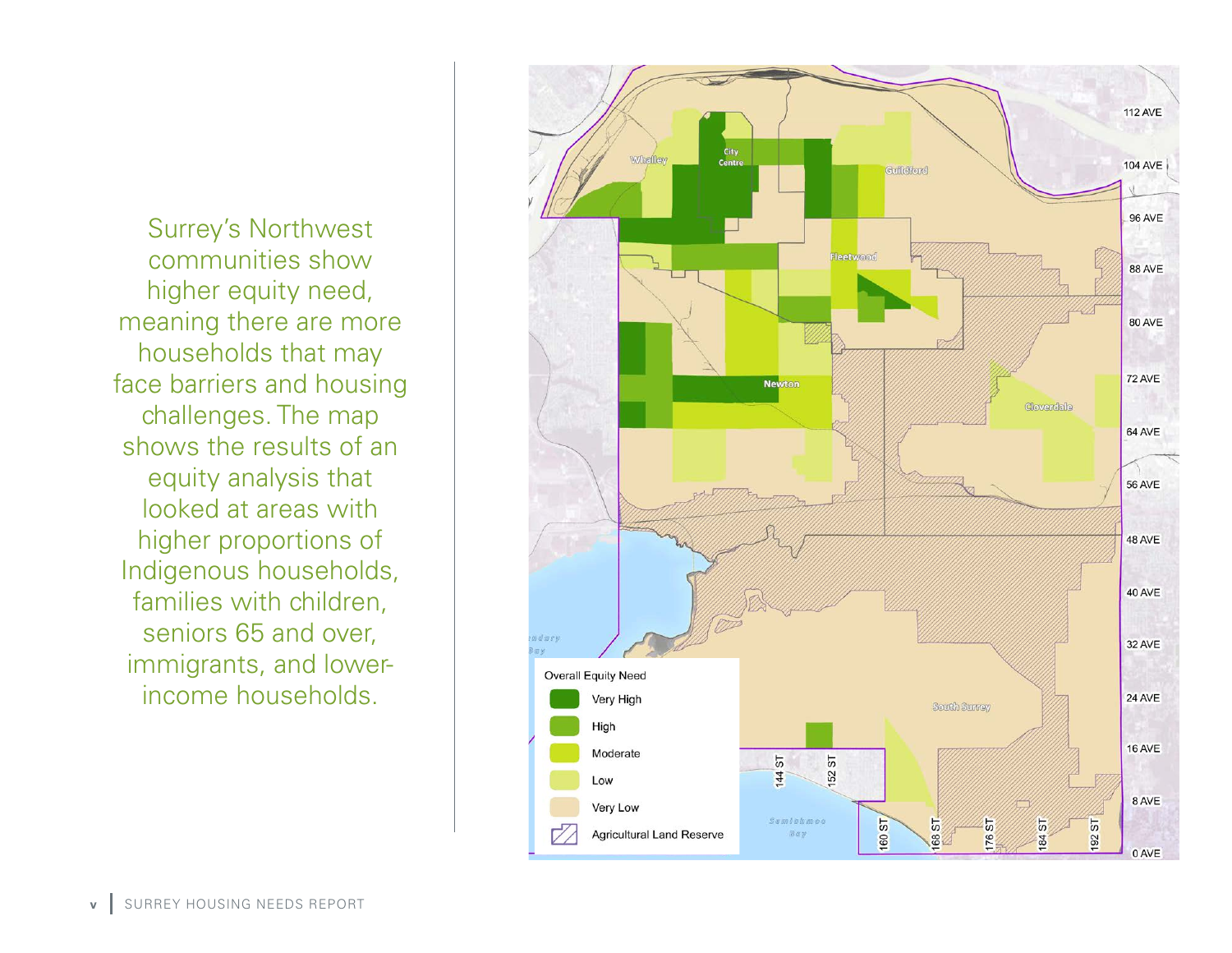Surrey's Northwest communities show higher equity need, meaning there are more households that may face barriers and housing challenges. The map shows the results of an equity analysis that looked at areas with higher proportions of Indigenous households, families with children, seniors 65 and over, immigrants, and lower-income households.

Overall Equity Need

- Very High
- High
- Moderate
- Low
- Very Low
- Agricultural Land Reserve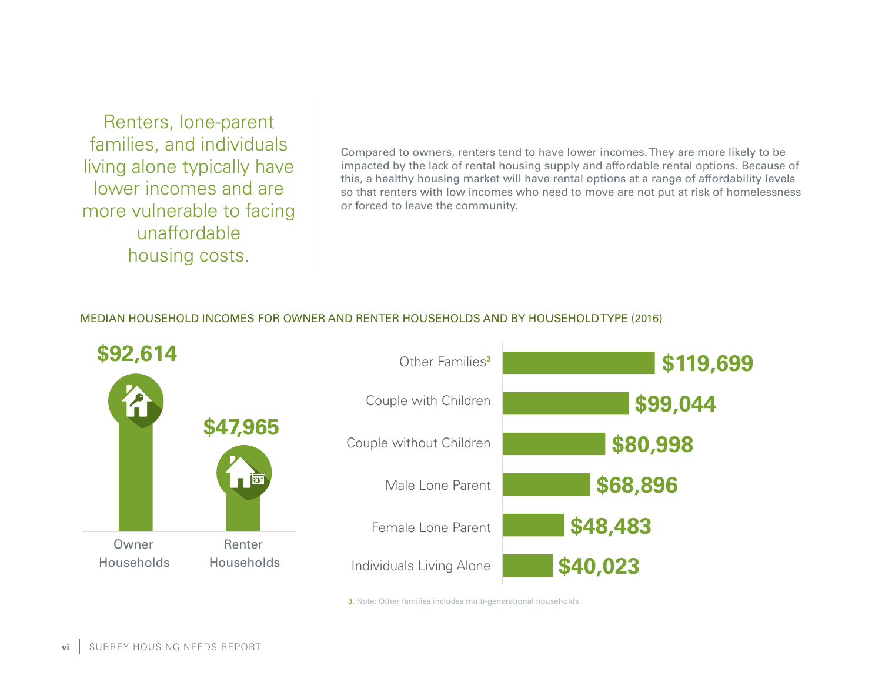Renters, lone-parent families, and individuals living alone typically have lower incomes and are more vulnerable to facing unaffordable housing costs.

Compared to owners, renters tend to have lower incomes. They are more likely to be impacted by the lack of rental housing supply and affordable rental options. Because of this, a healthy housing market will have rental options at a range of affordability levels so that renters with low incomes who need to move are not put at risk of homelessness or forced to leave the community.

#### MEDIAN HOUSEHOLD INCOMES FOR OWNER AND RENTER HOUSEHOLDS AND BY HOUSEHOLD TYPE (2016)

| Household | Median Income |
|---|---|
| Owner Households | $92,614 |
| Renter Households | $47,965 |

| Household Type | Median Income |
|---|---|
| Other Families[3] | $119,699 |
| Couple with Children | $99,044 |
| Couple without Children | $80,998 |
| Male Lone Parent | $68,896 |
| Female Lone Parent | $48,483 |
| Individuals Living Alone | $40,023 |

3. Note: Other families includes multi-generational households.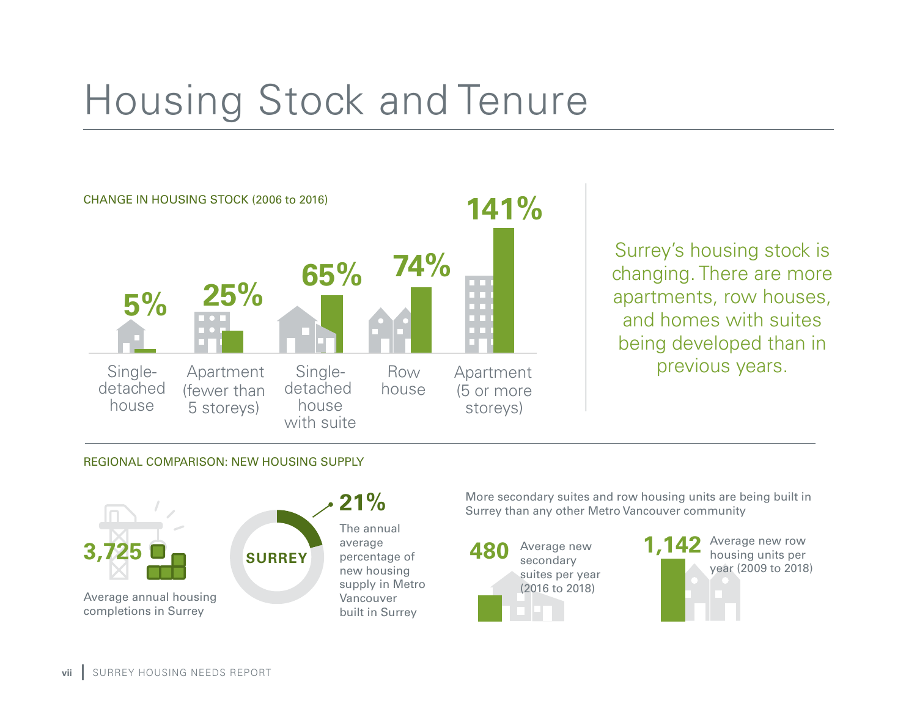# Housing Stock and Tenure

## CHANGE IN HOUSING STOCK (2006 to 2016)

| Housing type | Change |
| --- | --- |
| Single-detached house | 5% |
| Apartment (fewer than 5 storeys) | 25% |
| Single-detached house with suite | 65% |
| Row house | 74% |
| Apartment (5 or more storeys) | 141% |

Surrey's housing stock is changing. There are more apartments, row houses, and homes with suites being developed than in previous years.

## REGIONAL COMPARISON: NEW HOUSING SUPPLY

**3,725**
Average annual housing completions in Surrey

**21%**
The annual average percentage of new housing supply in Metro Vancouver built in Surrey

More secondary suites and row housing units are being built in Surrey than any other Metro Vancouver community

**480** Average new secondary suites per year (2016 to 2018)

**1,142** Average new row housing units per year (2009 to 2018)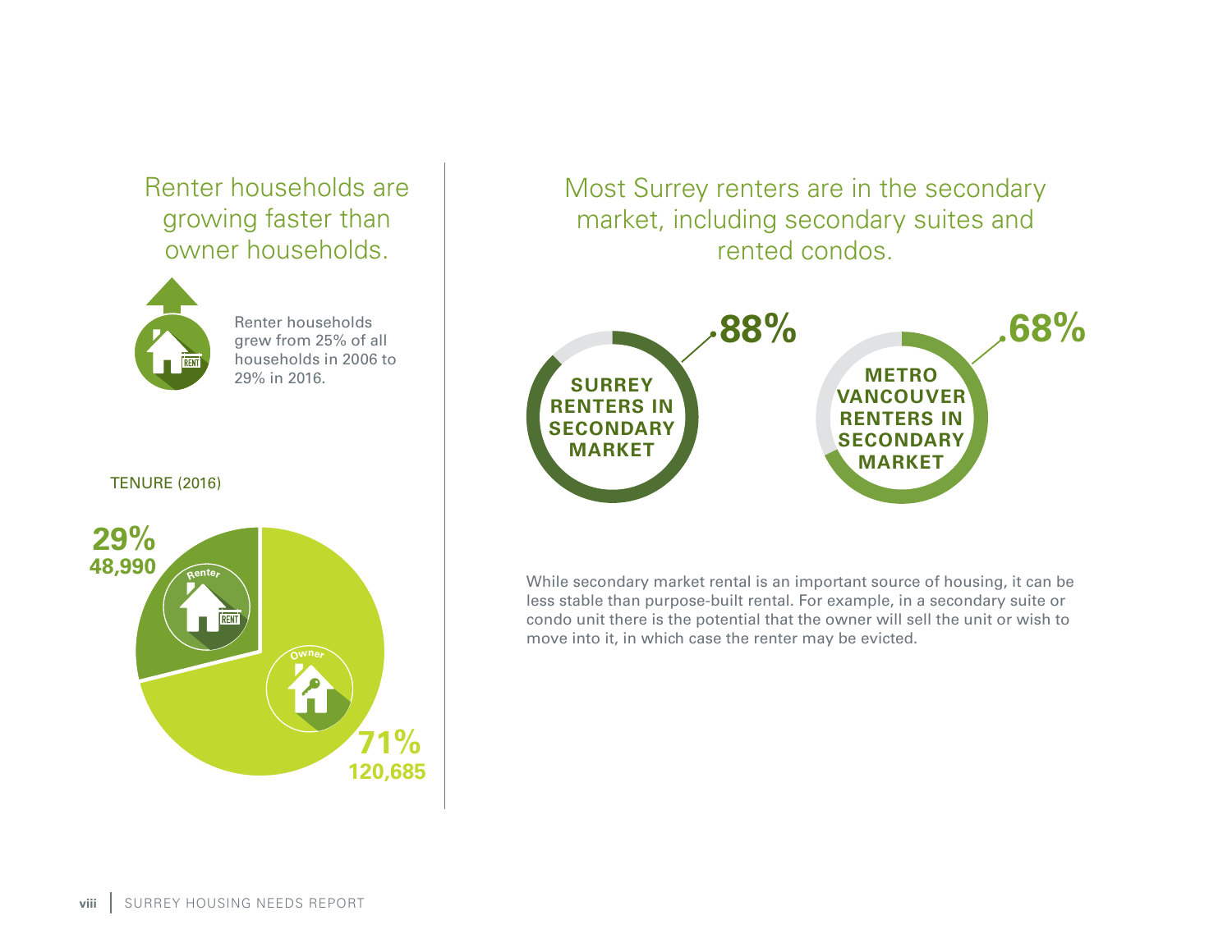## Renter households are growing faster than owner households.

Renter households grew from 25% of all households in 2006 to 29% in 2016.

TENURE (2016)

- Renter: **29%** — **48,990**
- Owner: **71%** — **120,685**

## Most Surrey renters are in the secondary market, including secondary suites and rented condos.

- **88%** SURREY RENTERS IN SECONDARY MARKET
- **68%** METRO VANCOUVER RENTERS IN SECONDARY MARKET

While secondary market rental is an important source of housing, it can be less stable than purpose-built rental. For example, in a secondary suite or condo unit there is the potential that the owner will sell the unit or wish to move into it, in which case the renter may be evicted.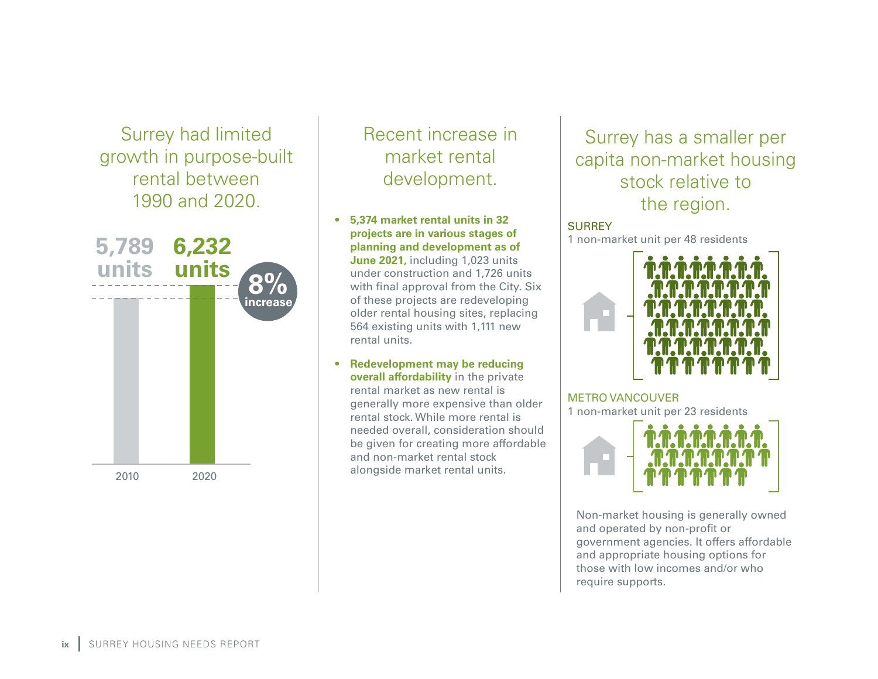## Surrey had limited growth in purpose-built rental between 1990 and 2020.

| Year | Units |
|---|---|
| 2010 | 5,789 units |
| 2020 | 6,232 units |

**8% increase**

## Recent increase in market rental development.

- **5,374 market rental units in 32 projects are in various stages of planning and development as of June 2021,** including 1,023 units under construction and 1,726 units with final approval from the City. Six of these projects are redeveloping older rental housing sites, replacing 564 existing units with 1,111 new rental units.
- **Redevelopment may be reducing overall affordability** in the private rental market as new rental is generally more expensive than older rental stock. While more rental is needed overall, consideration should be given for creating more affordable and non-market rental stock alongside market rental units.

## Surrey has a smaller per capita non-market housing stock relative to the region.

SURREY
1 non-market unit per 48 residents

METRO VANCOUVER
1 non-market unit per 23 residents

Non-market housing is generally owned and operated by non-profit or government agencies. It offers affordable and appropriate housing options for those with low incomes and/or who require supports.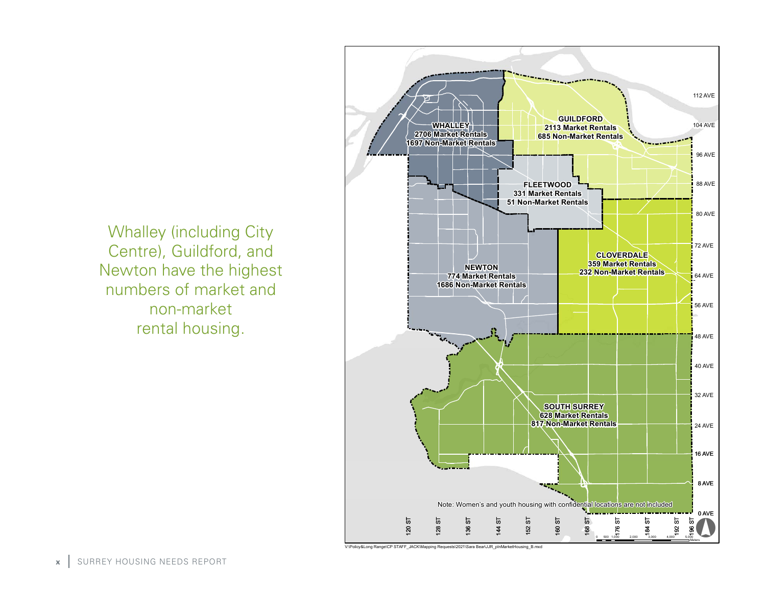Whalley (including City Centre), Guildford, and Newton have the highest numbers of market and non-market rental housing.

WHALLEY
2706 Market Rentals
1697 Non-Market Rentals

GUILDFORD
2113 Market Rentals
685 Non-Market Rentals

FLEETWOOD
331 Market Rentals
51 Non-Market Rentals

NEWTON
774 Market Rentals
1686 Non-Market Rentals

CLOVERDALE
359 Market Rentals
232 Non-Market Rentals

SOUTH SURREY
628 Market Rentals
817 Non-Market Rentals

Note: Women's and youth housing with confidential locations are not included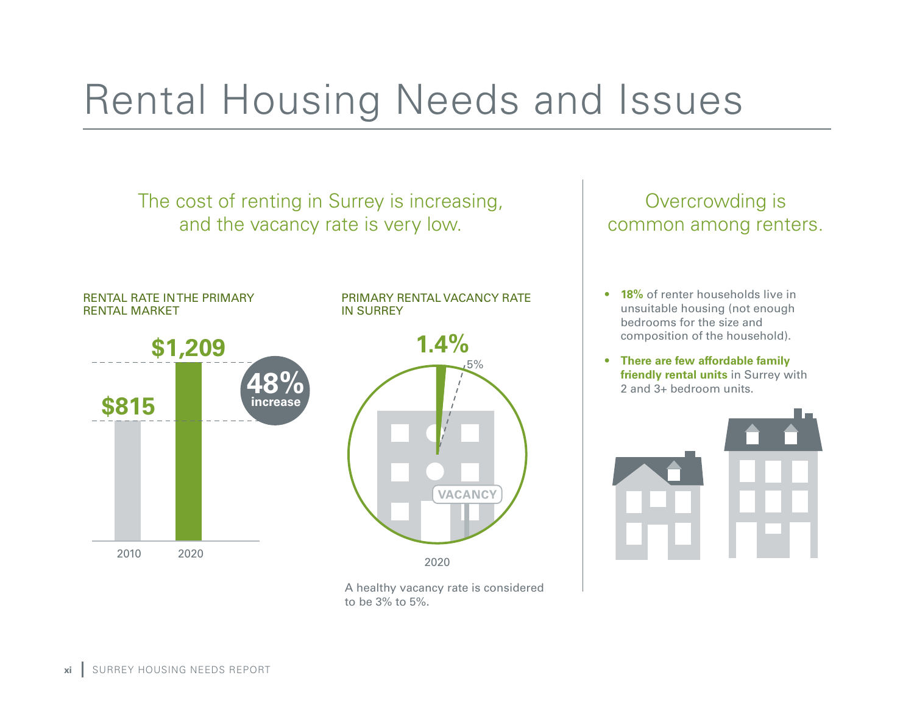# Rental Housing Needs and Issues

## The cost of renting in Surrey is increasing, and the vacancy rate is very low.

RENTAL RATE IN THE PRIMARY RENTAL MARKET

| 2010 | 2020 |
|---|---|
| $815 | $1,209 |

**48% increase**

PRIMARY RENTAL VACANCY RATE IN SURREY

**1.4%**

5%

VACANCY

2020

A healthy vacancy rate is considered to be 3% to 5%.

## Overcrowding is common among renters.

- **18%** of renter households live in unsuitable housing (not enough bedrooms for the size and composition of the household).
- **There are few affordable family friendly rental units** in Surrey with 2 and 3+ bedroom units.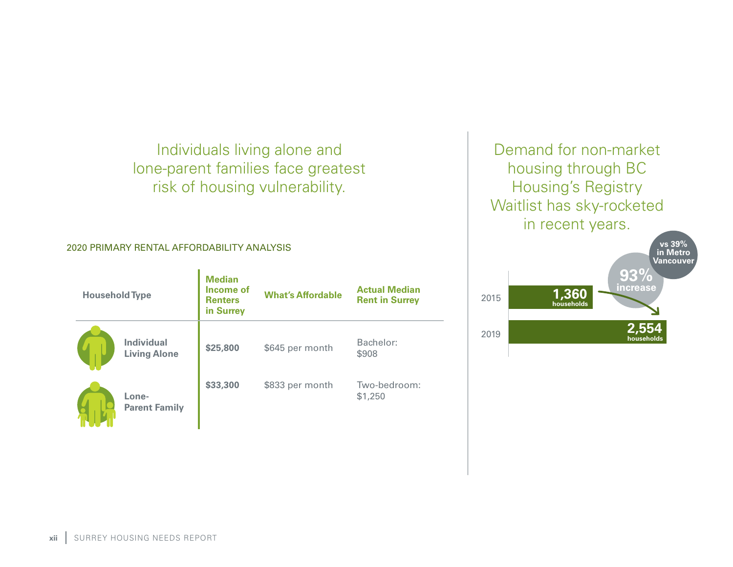## Individuals living alone and lone-parent families face greatest risk of housing vulnerability.

2020 PRIMARY RENTAL AFFORDABILITY ANALYSIS

| Household Type | Median Income of Renters in Surrey | What's Affordable | Actual Median Rent in Surrey |
|---|---|---|---|
| Individual Living Alone | $25,800 | $645 per month | Bachelor: $908 |
| Lone-Parent Family | $33,300 | $833 per month | Two-bedroom: $1,250 |

## Demand for non-market housing through BC Housing's Registry Waitlist has sky-rocketed in recent years.

| Year | Households |
|---|---|
| 2015 | 1,360 households |
| 2019 | 2,554 households |

93% increase vs 39% in Metro Vancouver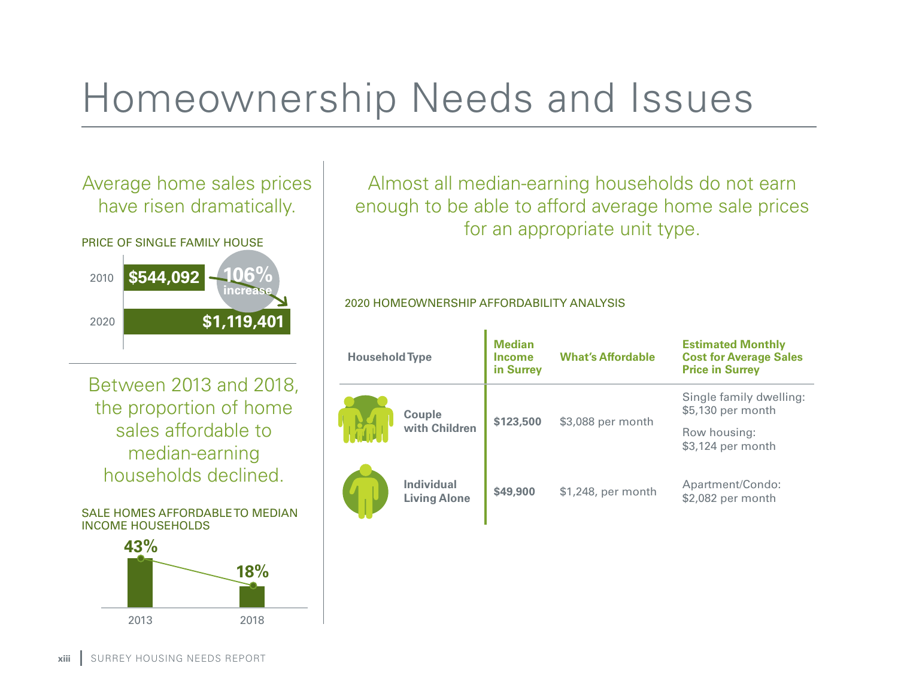# Homeownership Needs and Issues

## Average home sales prices have risen dramatically.

PRICE OF SINGLE FAMILY HOUSE

| Year | Price |
|---|---|
| 2010 | $544,092 |
| 2020 | $1,119,401 |

106% increase

## Between 2013 and 2018, the proportion of home sales affordable to median-earning households declined.

SALE HOMES AFFORDABLE TO MEDIAN INCOME HOUSEHOLDS

| Year | Share |
|---|---|
| 2013 | 43% |
| 2018 | 18% |

## Almost all median-earning households do not earn enough to be able to afford average home sale prices for an appropriate unit type.

2020 HOMEOWNERSHIP AFFORDABILITY ANALYSIS

| Household Type | Median Income in Surrey | What's Affordable | Estimated Monthly Cost for Average Sales Price in Surrey |
|---|---|---|---|
| Couple with Children | $123,500 | $3,088 per month | Single family dwelling: $5,130 per month<br>Row housing: $3,124 per month |
| Individual Living Alone | $49,900 | $1,248, per month | Apartment/Condo: $2,082 per month |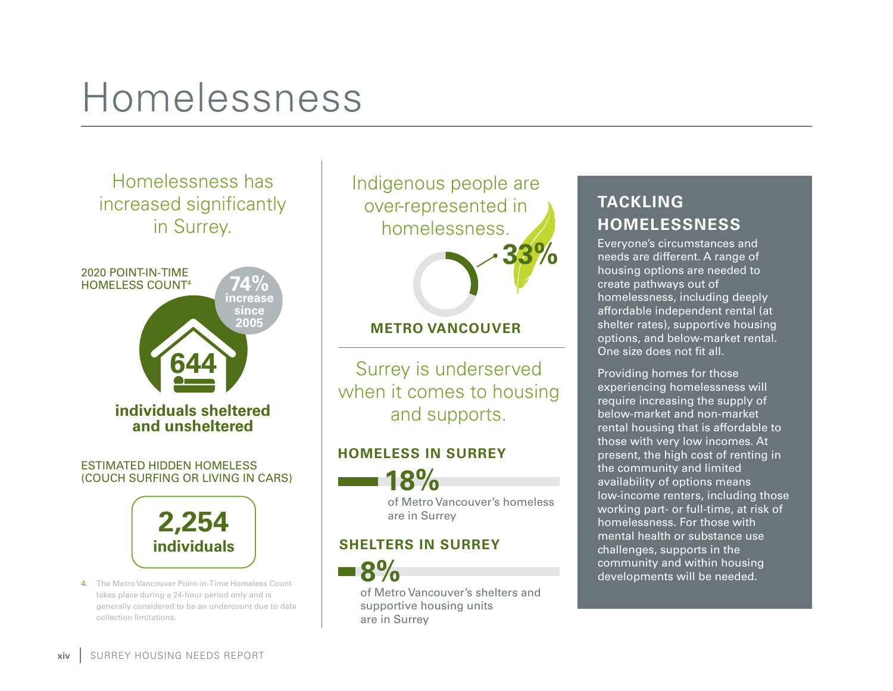# Homelessness

## Homelessness has increased significantly in Surrey.

2020 POINT-IN-TIME HOMELESS COUNT[4]

**74%** increase since 2005

**644**

**individuals sheltered and unsheltered**

ESTIMATED HIDDEN HOMELESS (COUCH SURFING OR LIVING IN CARS)

**2,254 individuals**

4. The Metro Vancouver Point-in-Time Homeless Count takes place during a 24-hour period only and is generally considered to be an undercount due to data collection limitations.

## Indigenous people are over-represented in homelessness.

**33%**

**METRO VANCOUVER**

## Surrey is underserved when it comes to housing and supports.

**HOMELESS IN SURREY**

**18%** of Metro Vancouver's homeless are in Surrey

**SHELTERS IN SURREY**

**8%** of Metro Vancouver's shelters and supportive housing units are in Surrey

### TACKLING HOMELESSNESS

Everyone's circumstances and needs are different. A range of housing options are needed to create pathways out of homelessness, including deeply affordable independent rental (at shelter rates), supportive housing options, and below-market rental. One size does not fit all.

Providing homes for those experiencing homelessness will require increasing the supply of below-market and non-market rental housing that is affordable to those with very low incomes. At present, the high cost of renting in the community and limited availability of options means low-income renters, including those working part- or full-time, at risk of homelessness. For those with mental health or substance use challenges, supports in the community and within housing developments will be needed.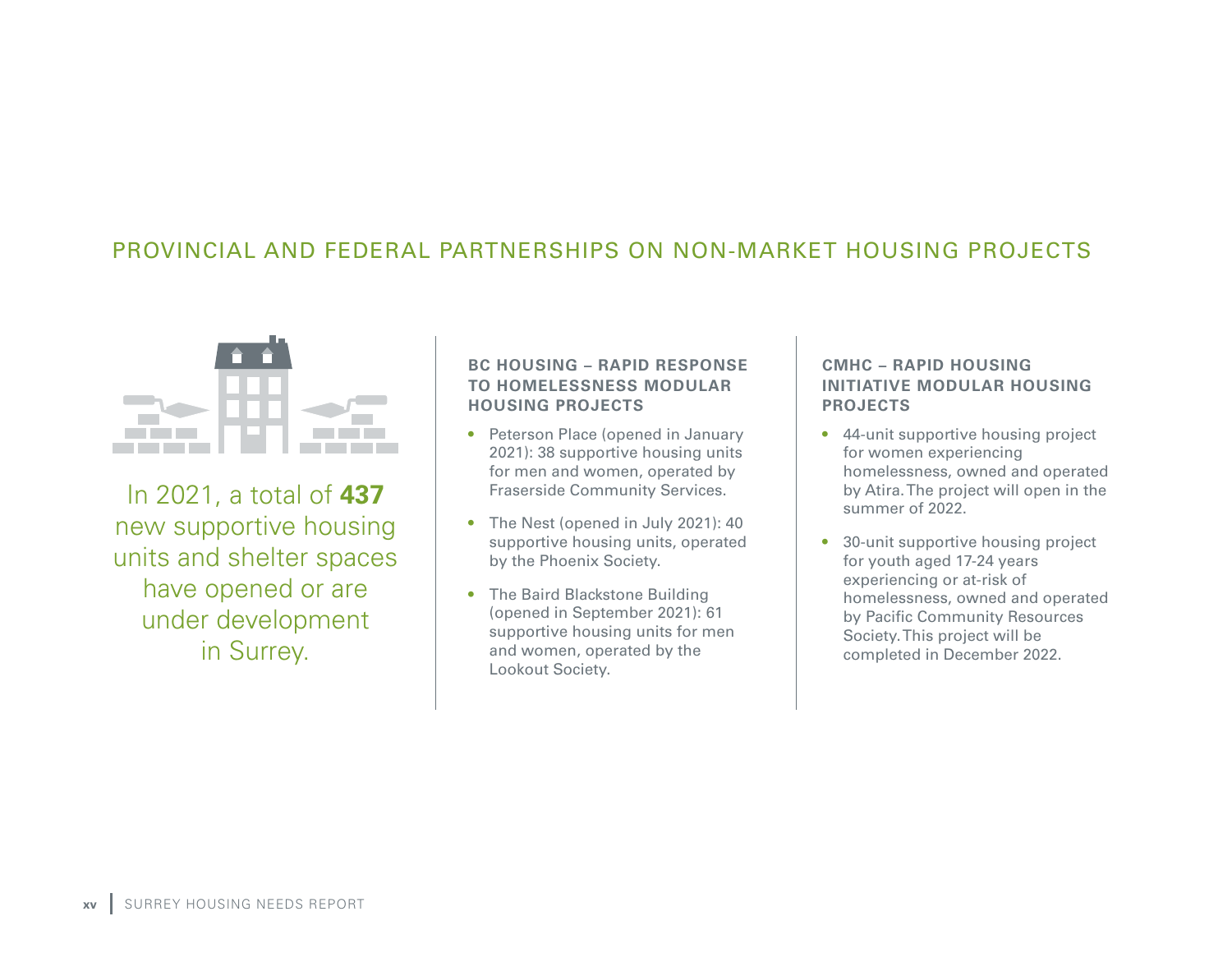## PROVINCIAL AND FEDERAL PARTNERSHIPS ON NON-MARKET HOUSING PROJECTS

In 2021, a total of **437** new supportive housing units and shelter spaces have opened or are under development in Surrey.

### BC HOUSING – RAPID RESPONSE TO HOMELESSNESS MODULAR HOUSING PROJECTS

- Peterson Place (opened in January 2021): 38 supportive housing units for men and women, operated by Fraserside Community Services.
- The Nest (opened in July 2021): 40 supportive housing units, operated by the Phoenix Society.
- The Baird Blackstone Building (opened in September 2021): 61 supportive housing units for men and women, operated by the Lookout Society.

### CMHC – RAPID HOUSING INITIATIVE MODULAR HOUSING PROJECTS

- 44-unit supportive housing project for women experiencing homelessness, owned and operated by Atira. The project will open in the summer of 2022.
- 30-unit supportive housing project for youth aged 17-24 years experiencing or at-risk of homelessness, owned and operated by Pacific Community Resources Society. This project will be completed in December 2022.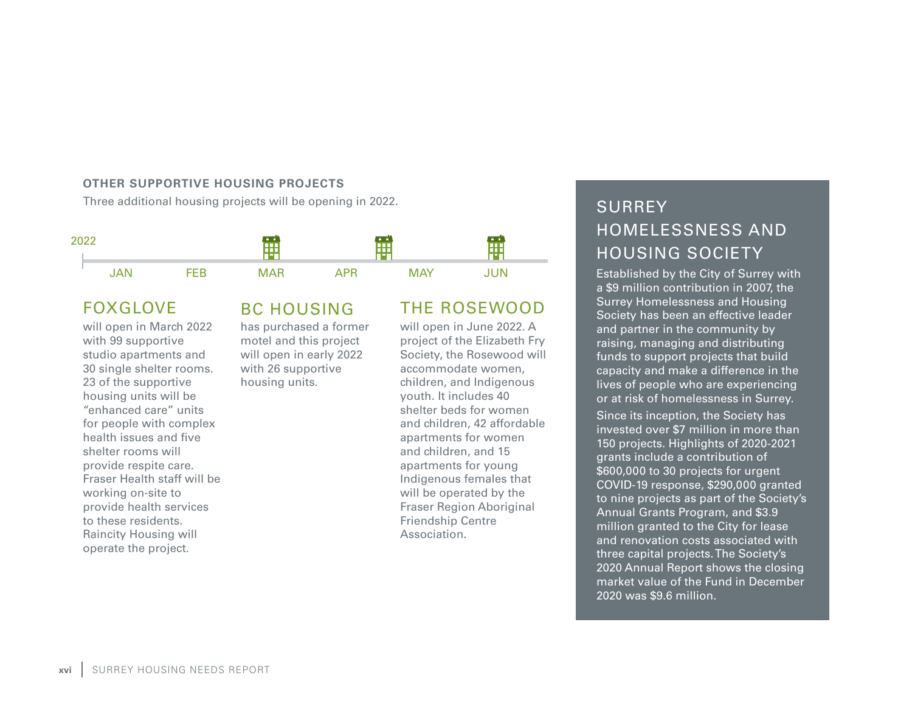**OTHER SUPPORTIVE HOUSING PROJECTS**

Three additional housing projects will be opening in 2022.

2022

JAN FEB MAR APR MAY JUN

### FOXGLOVE

will open in March 2022 with 99 supportive studio apartments and 30 single shelter rooms. 23 of the supportive housing units will be "enhanced care" units for people with complex health issues and five shelter rooms will provide respite care. Fraser Health staff will be working on-site to provide health services to these residents. Raincity Housing will operate the project.

### BC HOUSING

has purchased a former motel and this project will open in early 2022 with 26 supportive housing units.

### THE ROSEWOOD

will open in June 2022. A project of the Elizabeth Fry Society, the Rosewood will accommodate women, children, and Indigenous youth. It includes 40 shelter beds for women and children, 42 affordable apartments for women and children, and 15 apartments for young Indigenous females that will be operated by the Fraser Region Aboriginal Friendship Centre Association.

## SURREY HOMELESSNESS AND HOUSING SOCIETY

Established by the City of Surrey with a $9 million contribution in 2007, the Surrey Homelessness and Housing Society has been an effective leader and partner in the community by raising, managing and distributing funds to support projects that build capacity and make a difference in the lives of people who are experiencing or at risk of homelessness in Surrey.

Since its inception, the Society has invested over $7 million in more than 150 projects. Highlights of 2020-2021 grants include a contribution of $600,000 to 30 projects for urgent COVID-19 response, $290,000 granted to nine projects as part of the Society's Annual Grants Program, and $3.9 million granted to the City for lease and renovation costs associated with three capital projects. The Society's 2020 Annual Report shows the closing market value of the Fund in December 2020 was $9.6 million.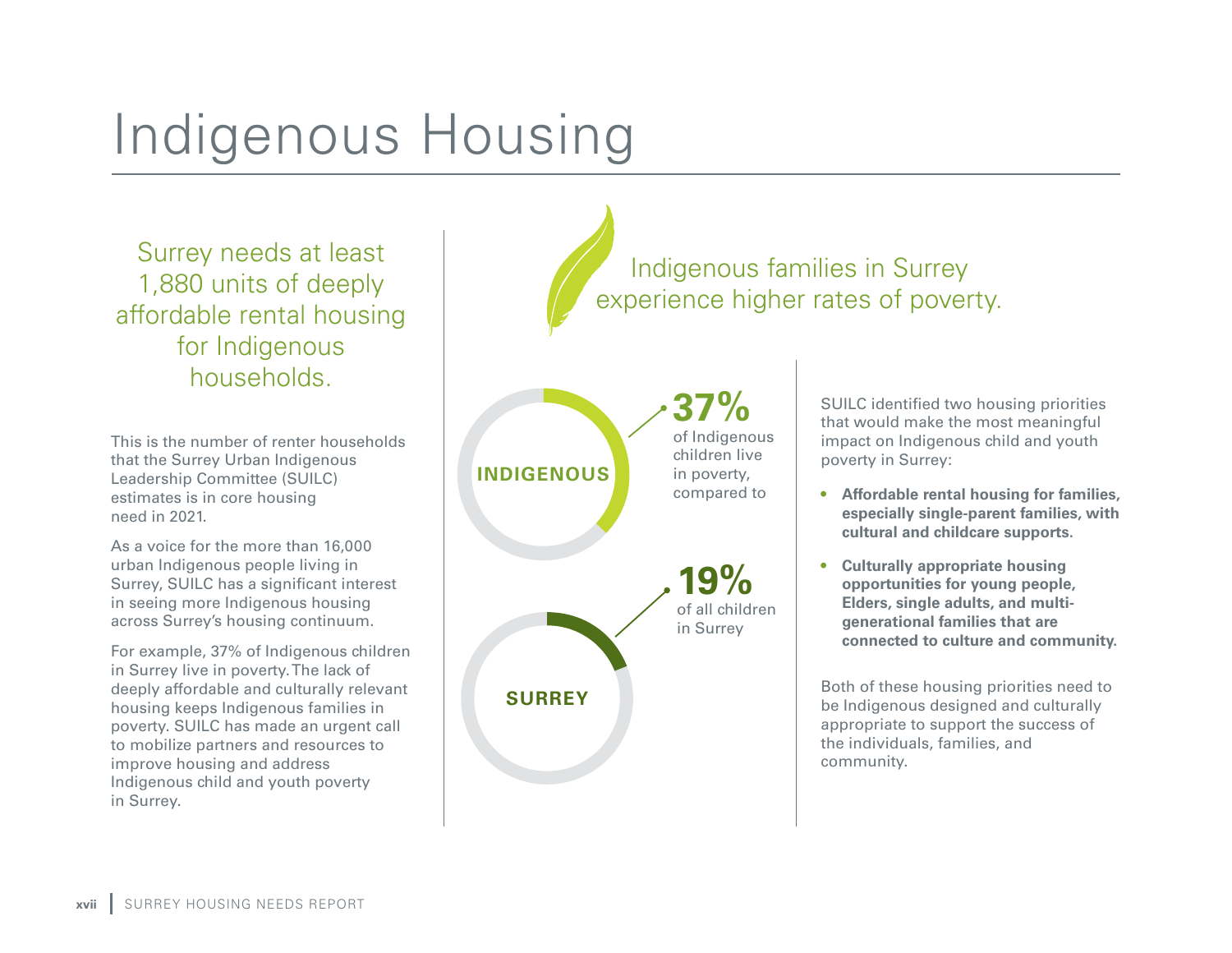# Indigenous Housing

Surrey needs at least 1,880 units of deeply affordable rental housing for Indigenous households.

This is the number of renter households that the Surrey Urban Indigenous Leadership Committee (SUILC) estimates is in core housing need in 2021.

As a voice for the more than 16,000 urban Indigenous people living in Surrey, SUILC has a significant interest in seeing more Indigenous housing across Surrey's housing continuum.

For example, 37% of Indigenous children in Surrey live in poverty. The lack of deeply affordable and culturally relevant housing keeps Indigenous families in poverty. SUILC has made an urgent call to mobilize partners and resources to improve housing and address Indigenous child and youth poverty in Surrey.

## Indigenous families in Surrey experience higher rates of poverty.

**INDIGENOUS**

**37%** of Indigenous children live in poverty, compared to

**SURREY**

**19%** of all children in Surrey

SUILC identified two housing priorities that would make the most meaningful impact on Indigenous child and youth poverty in Surrey:

- **Affordable rental housing for families, especially single-parent families, with cultural and childcare supports.**
- **Culturally appropriate housing opportunities for young people, Elders, single adults, and multi-generational families that are connected to culture and community.**

Both of these housing priorities need to be Indigenous designed and culturally appropriate to support the success of the individuals, families, and community.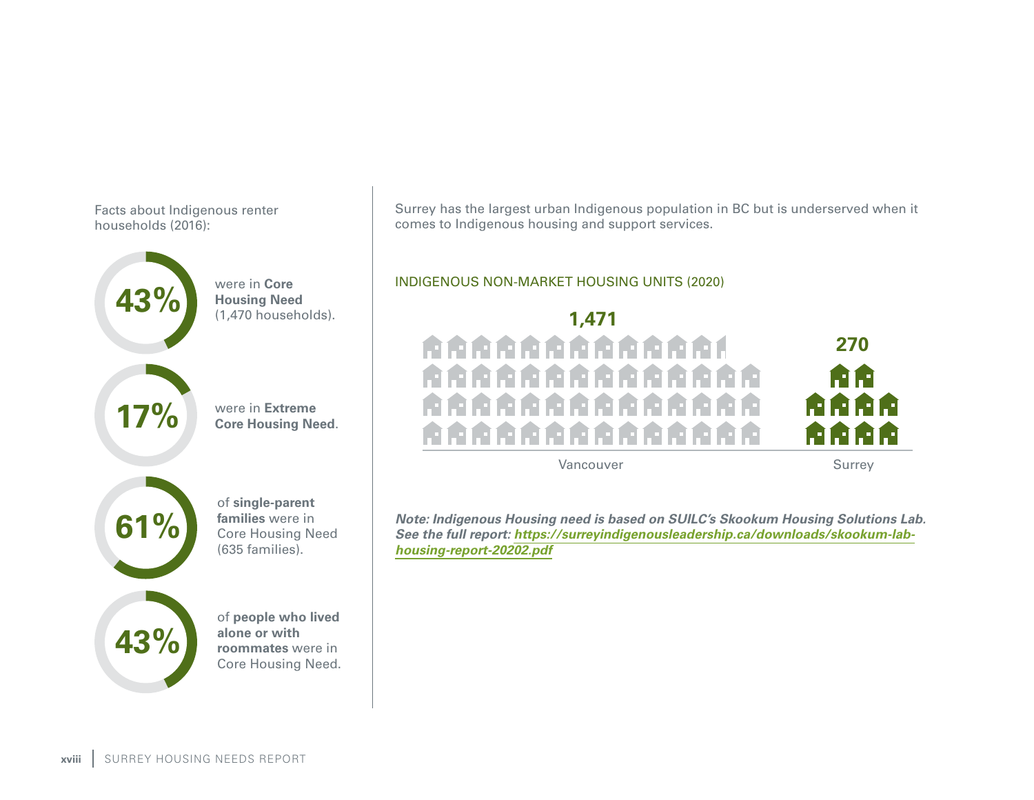Facts about Indigenous renter households (2016):

**43%** were in **Core Housing Need** (1,470 households).

**17%** were in **Extreme Core Housing Need**.

**61%** of **single-parent families** were in Core Housing Need (635 families).

**43%** of **people who lived alone or with roommates** were in Core Housing Need.

Surrey has the largest urban Indigenous population in BC but is underserved when it comes to Indigenous housing and support services.

INDIGENOUS NON-MARKET HOUSING UNITS (2020)

| Vancouver | Surrey |
|---|---|
| 1,471 | 270 |

***Note: Indigenous Housing need is based on SUILC's Skookum Housing Solutions Lab. See the full report: https://surreyindigenousleadership.ca/downloads/skookum-lab-housing-report-20202.pdf***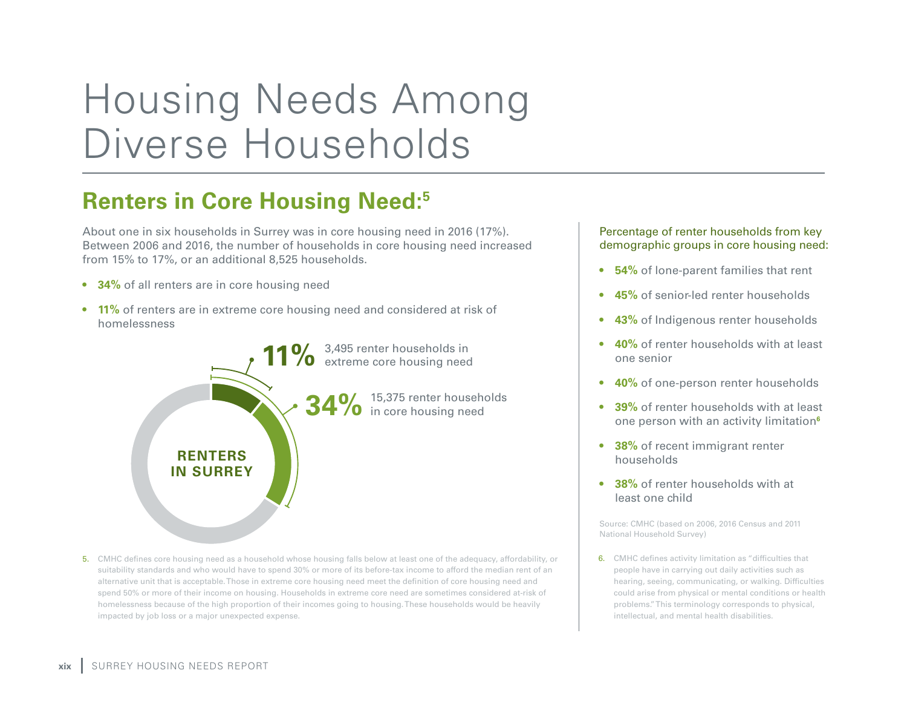# Housing Needs Among Diverse Households

## Renters in Core Housing Need:[5]

About one in six households in Surrey was in core housing need in 2016 (17%). Between 2006 and 2016, the number of households in core housing need increased from 15% to 17%, or an additional 8,525 households.

- **34%** of all renters are in core housing need
- **11%** of renters are in extreme core housing need and considered at risk of homelessness

**11%** 3,495 renter households in extreme core housing need

**34%** 15,375 renter households in core housing need

**RENTERS IN SURREY**

5. CMHC defines core housing need as a household whose housing falls below at least one of the adequacy, affordability, or suitability standards and who would have to spend 30% or more of its before-tax income to afford the median rent of an alternative unit that is acceptable. Those in extreme core housing need meet the definition of core housing need and spend 50% or more of their income on housing. Households in extreme core need are sometimes considered at-risk of homelessness because of the high proportion of their incomes going to housing. These households would be heavily impacted by job loss or a major unexpected expense.

Percentage of renter households from key demographic groups in core housing need:

- **54%** of lone-parent families that rent
- **45%** of senior-led renter households
- **43%** of Indigenous renter households
- **40%** of renter households with at least one senior
- **40%** of one-person renter households
- **39%** of renter households with at least one person with an activity limitation[6]
- **38%** of recent immigrant renter households
- **38%** of renter households with at least one child

Source: CMHC (based on 2006, 2016 Census and 2011 National Household Survey)

6. CMHC defines activity limitation as "difficulties that people have in carrying out daily activities such as hearing, seeing, communicating, or walking. Difficulties could arise from physical or mental conditions or health problems." This terminology corresponds to physical, intellectual, and mental health disabilities.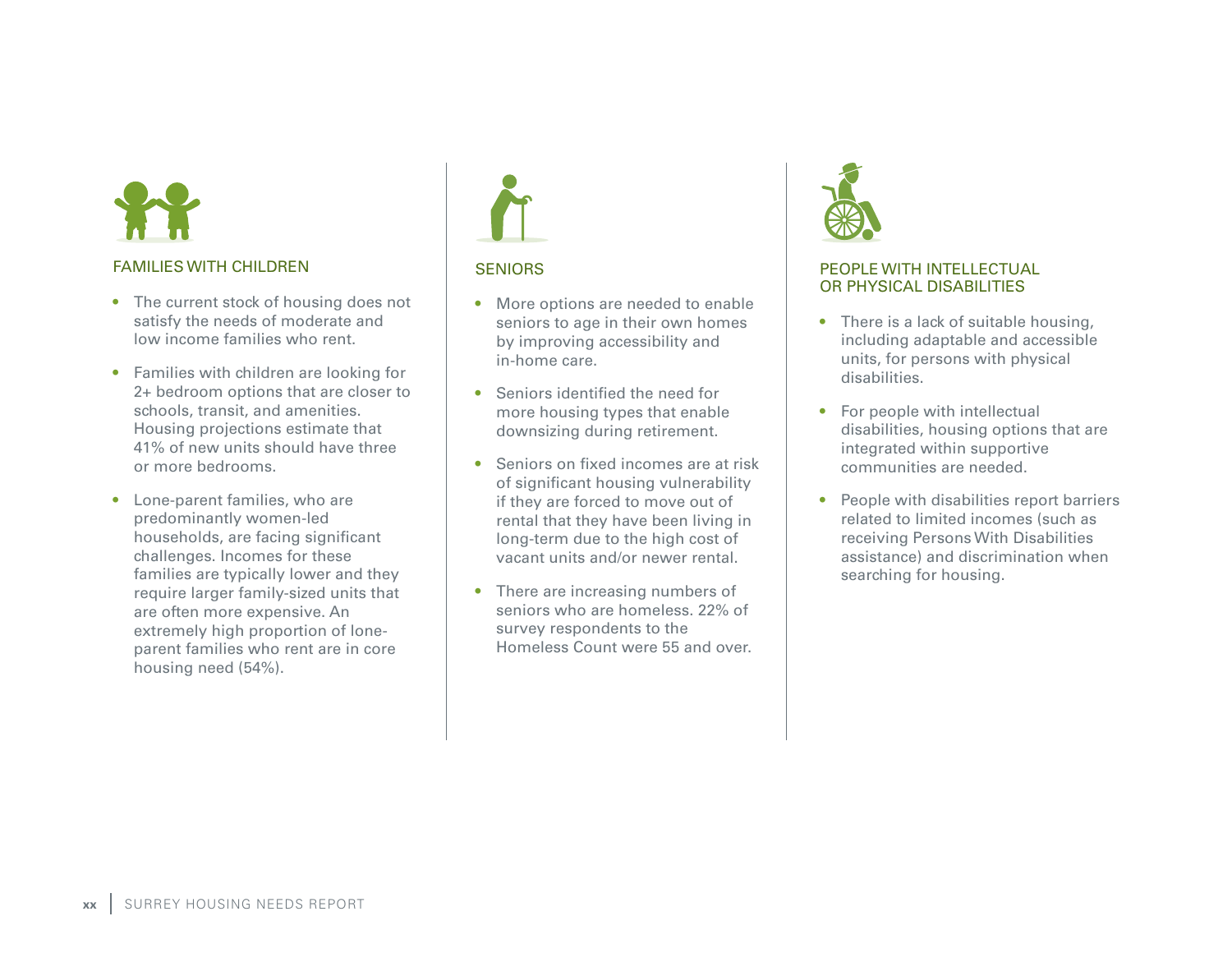## FAMILIES WITH CHILDREN

- The current stock of housing does not satisfy the needs of moderate and low income families who rent.
- Families with children are looking for 2+ bedroom options that are closer to schools, transit, and amenities. Housing projections estimate that 41% of new units should have three or more bedrooms.
- Lone-parent families, who are predominantly women-led households, are facing significant challenges. Incomes for these families are typically lower and they require larger family-sized units that are often more expensive. An extremely high proportion of lone-parent families who rent are in core housing need (54%).

## SENIORS

- More options are needed to enable seniors to age in their own homes by improving accessibility and in-home care.
- Seniors identified the need for more housing types that enable downsizing during retirement.
- Seniors on fixed incomes are at risk of significant housing vulnerability if they are forced to move out of rental that they have been living in long-term due to the high cost of vacant units and/or newer rental.
- There are increasing numbers of seniors who are homeless. 22% of survey respondents to the Homeless Count were 55 and over.

## PEOPLE WITH INTELLECTUAL OR PHYSICAL DISABILITIES

- There is a lack of suitable housing, including adaptable and accessible units, for persons with physical disabilities.
- For people with intellectual disabilities, housing options that are integrated within supportive communities are needed.
- People with disabilities report barriers related to limited incomes (such as receiving Persons With Disabilities assistance) and discrimination when searching for housing.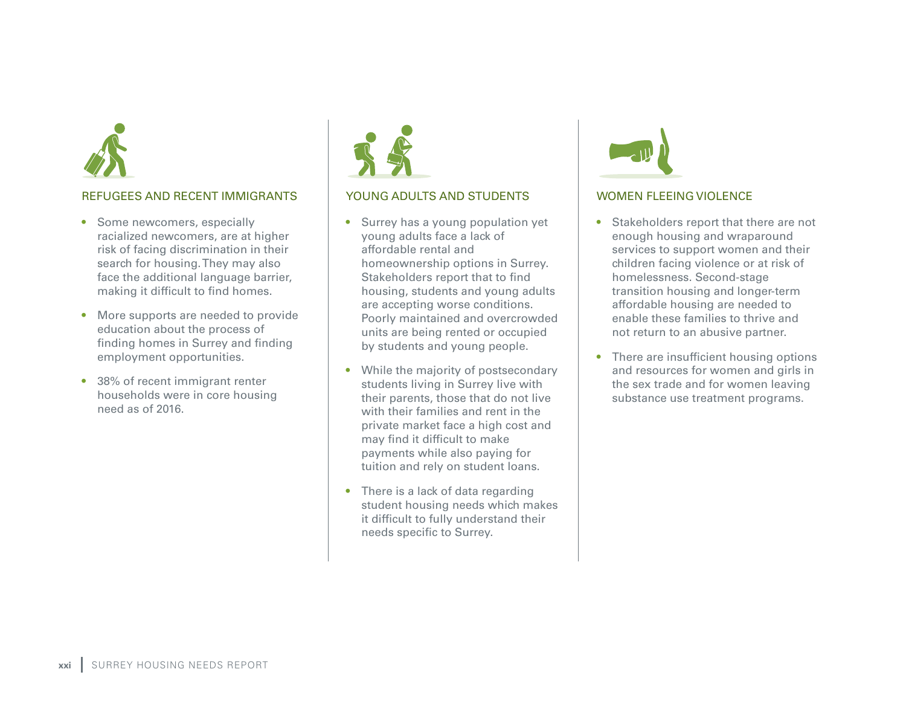### REFUGEES AND RECENT IMMIGRANTS

- Some newcomers, especially racialized newcomers, are at higher risk of facing discrimination in their search for housing. They may also face the additional language barrier, making it difficult to find homes.
- More supports are needed to provide education about the process of finding homes in Surrey and finding employment opportunities.
- 38% of recent immigrant renter households were in core housing need as of 2016.

### YOUNG ADULTS AND STUDENTS

- Surrey has a young population yet young adults face a lack of affordable rental and homeownership options in Surrey. Stakeholders report that to find housing, students and young adults are accepting worse conditions. Poorly maintained and overcrowded units are being rented or occupied by students and young people.
- While the majority of postsecondary students living in Surrey live with their parents, those that do not live with their families and rent in the private market face a high cost and may find it difficult to make payments while also paying for tuition and rely on student loans.
- There is a lack of data regarding student housing needs which makes it difficult to fully understand their needs specific to Surrey.

### WOMEN FLEEING VIOLENCE

- Stakeholders report that there are not enough housing and wraparound services to support women and their children facing violence or at risk of homelessness. Second-stage transition housing and longer-term affordable housing are needed to enable these families to thrive and not return to an abusive partner.
- There are insufficient housing options and resources for women and girls in the sex trade and for women leaving substance use treatment programs.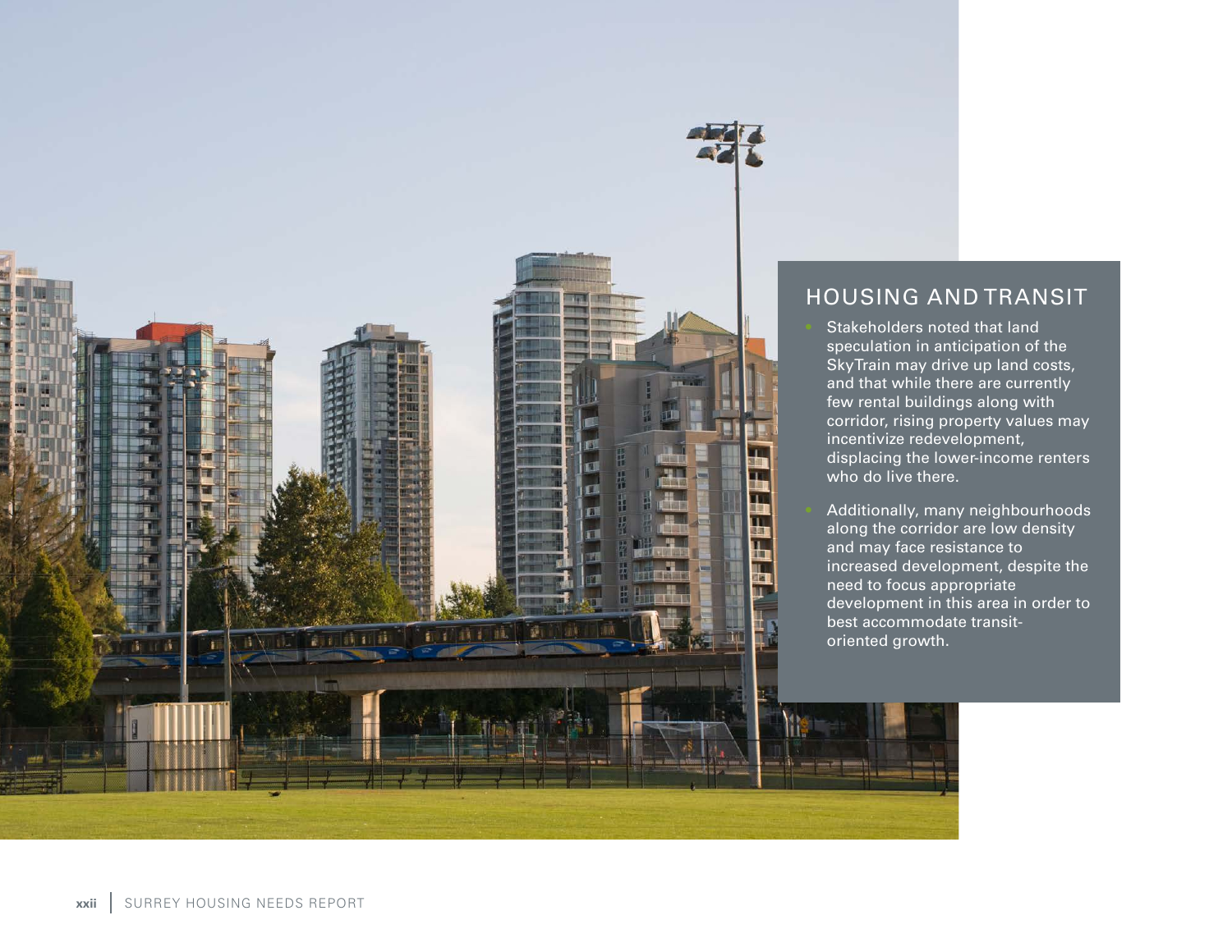## HOUSING AND TRANSIT

- Stakeholders noted that land speculation in anticipation of the SkyTrain may drive up land costs, and that while there are currently few rental buildings along with corridor, rising property values may incentivize redevelopment, displacing the lower-income renters who do live there.
- Additionally, many neighbourhoods along the corridor are low density and may face resistance to increased development, despite the need to focus appropriate development in this area in order to best accommodate transit-oriented growth.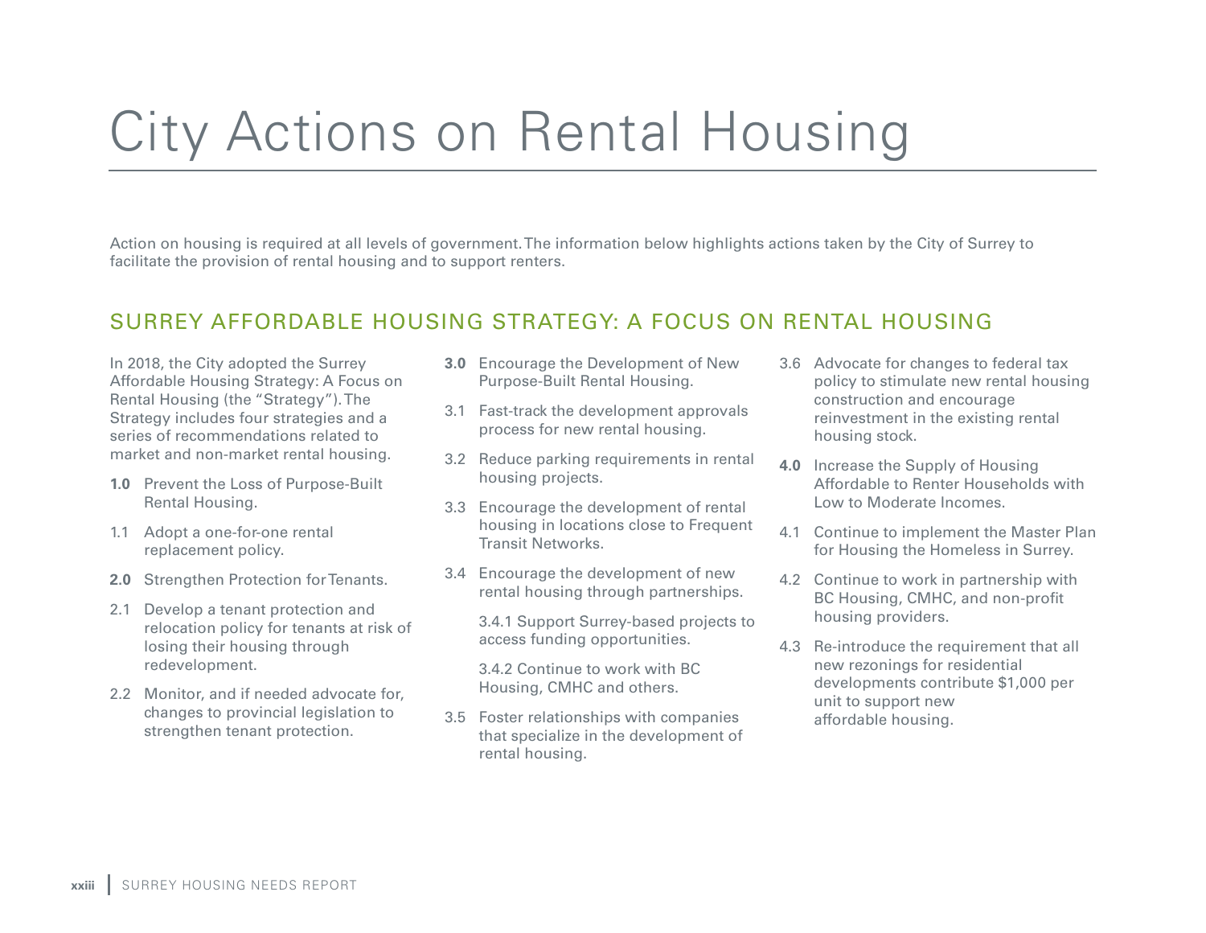# City Actions on Rental Housing

Action on housing is required at all levels of government. The information below highlights actions taken by the City of Surrey to facilitate the provision of rental housing and to support renters.

## SURREY AFFORDABLE HOUSING STRATEGY: A FOCUS ON RENTAL HOUSING

In 2018, the City adopted the Surrey Affordable Housing Strategy: A Focus on Rental Housing (the "Strategy"). The Strategy includes four strategies and a series of recommendations related to market and non-market rental housing.

**1.0** Prevent the Loss of Purpose-Built Rental Housing.

1.1 Adopt a one-for-one rental replacement policy.

**2.0** Strengthen Protection for Tenants.

2.1 Develop a tenant protection and relocation policy for tenants at risk of losing their housing through redevelopment.

2.2 Monitor, and if needed advocate for, changes to provincial legislation to strengthen tenant protection.

**3.0** Encourage the Development of New Purpose-Built Rental Housing.

3.1 Fast-track the development approvals process for new rental housing.

3.2 Reduce parking requirements in rental housing projects.

3.3 Encourage the development of rental housing in locations close to Frequent Transit Networks.

3.4 Encourage the development of new rental housing through partnerships.

3.4.1 Support Surrey-based projects to access funding opportunities.

3.4.2 Continue to work with BC Housing, CMHC and others.

3.5 Foster relationships with companies that specialize in the development of rental housing.

3.6 Advocate for changes to federal tax policy to stimulate new rental housing construction and encourage reinvestment in the existing rental housing stock.

**4.0** Increase the Supply of Housing Affordable to Renter Households with Low to Moderate Incomes.

4.1 Continue to implement the Master Plan for Housing the Homeless in Surrey.

4.2 Continue to work in partnership with BC Housing, CMHC, and non-profit housing providers.

4.3 Re-introduce the requirement that all new rezonings for residential developments contribute $1,000 per unit to support new affordable housing.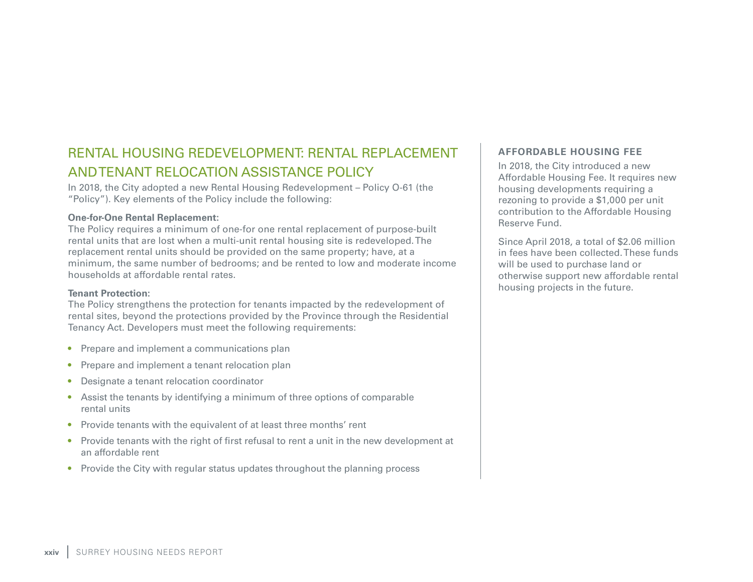## RENTAL HOUSING REDEVELOPMENT: RENTAL REPLACEMENT AND TENANT RELOCATION ASSISTANCE POLICY

In 2018, the City adopted a new Rental Housing Redevelopment – Policy O-61 (the "Policy"). Key elements of the Policy include the following:

**One-for-One Rental Replacement:**
The Policy requires a minimum of one-for one rental replacement of purpose-built rental units that are lost when a multi-unit rental housing site is redeveloped. The replacement rental units should be provided on the same property; have, at a minimum, the same number of bedrooms; and be rented to low and moderate income households at affordable rental rates.

**Tenant Protection:**
The Policy strengthens the protection for tenants impacted by the redevelopment of rental sites, beyond the protections provided by the Province through the Residential Tenancy Act. Developers must meet the following requirements:

- Prepare and implement a communications plan
- Prepare and implement a tenant relocation plan
- Designate a tenant relocation coordinator
- Assist the tenants by identifying a minimum of three options of comparable rental units
- Provide tenants with the equivalent of at least three months' rent
- Provide tenants with the right of first refusal to rent a unit in the new development at an affordable rent
- Provide the City with regular status updates throughout the planning process

### AFFORDABLE HOUSING FEE

In 2018, the City introduced a new Affordable Housing Fee. It requires new housing developments requiring a rezoning to provide a $1,000 per unit contribution to the Affordable Housing Reserve Fund.

Since April 2018, a total of $2.06 million in fees have been collected. These funds will be used to purchase land or otherwise support new affordable rental housing projects in the future.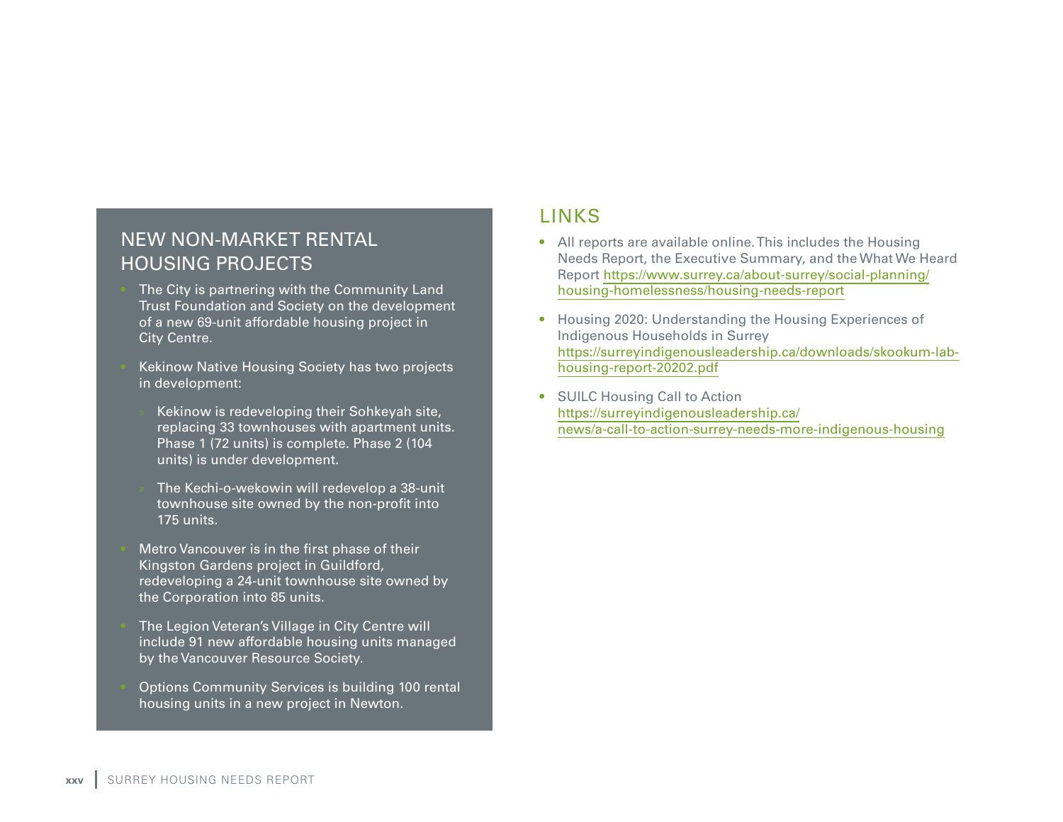## NEW NON-MARKET RENTAL HOUSING PROJECTS

- The City is partnering with the Community Land Trust Foundation and Society on the development of a new 69-unit affordable housing project in City Centre.
- Kekinow Native Housing Society has two projects in development:
  - Kekinow is redeveloping their Sohkeyah site, replacing 33 townhouses with apartment units. Phase 1 (72 units) is complete. Phase 2 (104 units) is under development.
  - The Kechi-o-wekowin will redevelop a 38-unit townhouse site owned by the non-profit into 175 units.
- Metro Vancouver is in the first phase of their Kingston Gardens project in Guildford, redeveloping a 24-unit townhouse site owned by the Corporation into 85 units.
- The Legion Veteran's Village in City Centre will include 91 new affordable housing units managed by the Vancouver Resource Society.
- Options Community Services is building 100 rental housing units in a new project in Newton.

## LINKS

- All reports are available online. This includes the Housing Needs Report, the Executive Summary, and the What We Heard Report https://www.surrey.ca/about-surrey/social-planning/housing-homelessness/housing-needs-report
- Housing 2020: Understanding the Housing Experiences of Indigenous Households in Surrey https://surreyindigenousleadership.ca/downloads/skookum-lab-housing-report-20202.pdf
- SUILC Housing Call to Action https://surreyindigenousleadership.ca/news/a-call-to-action-surrey-needs-more-indigenous-housing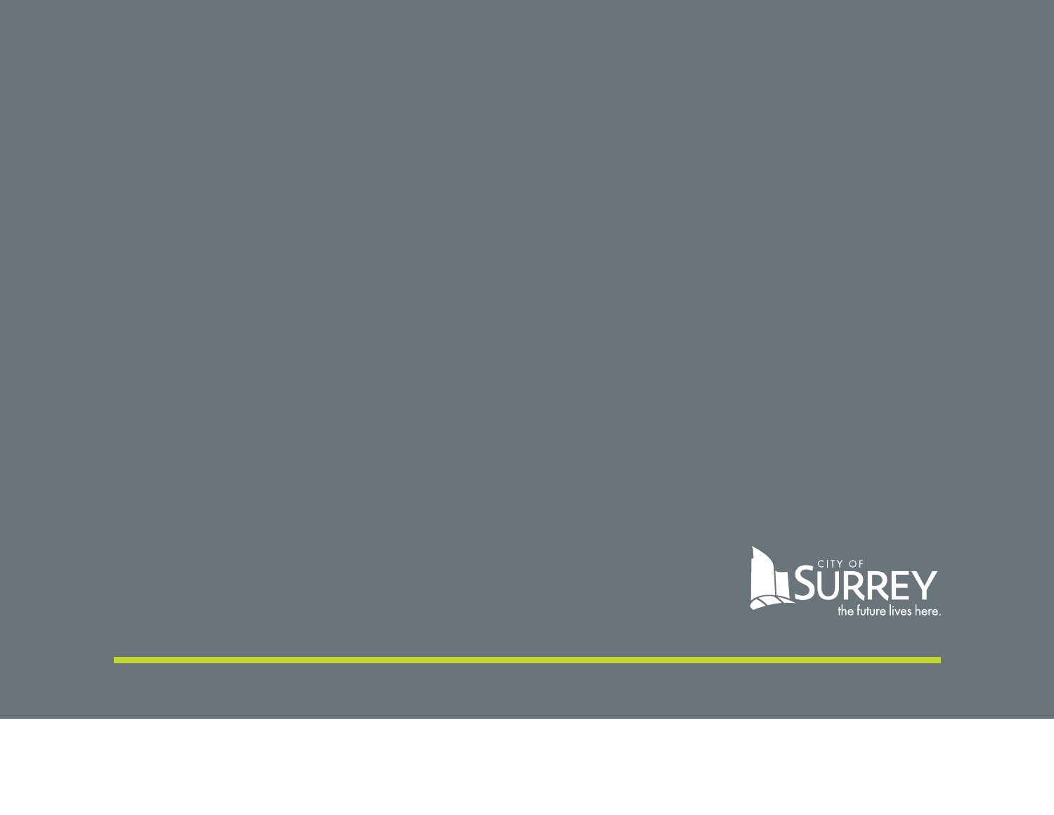CITY OF SURREY

the future lives here.